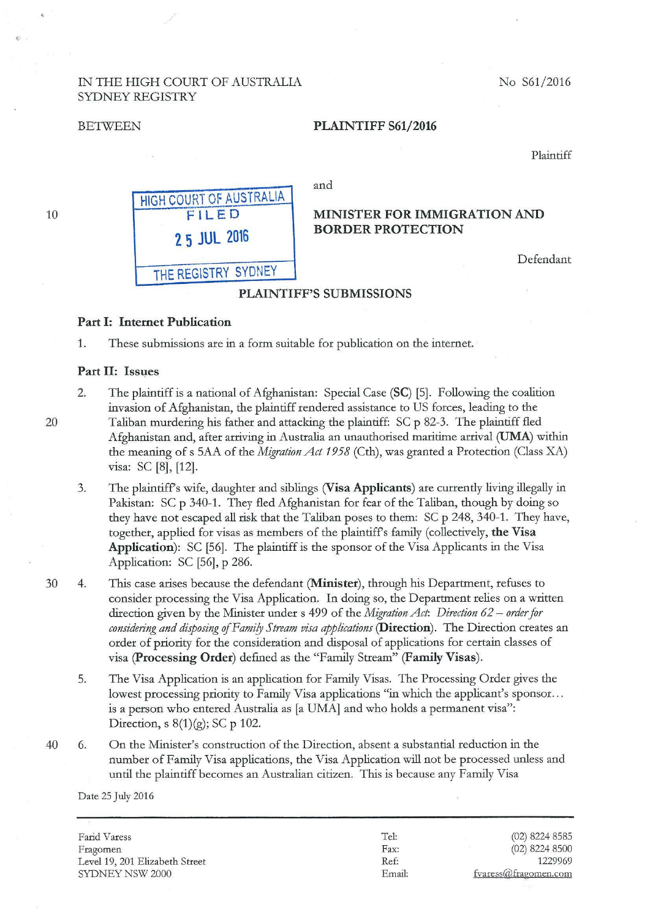IN THE HIGH COURT OF AUSTRALIA
SYDNEY REGISTRY

No S61/2016

BETWEEN

**PLAINTIFF S61/2016**

Plaintiff

and

HIGH COURT OF AUSTRALIA
FILED
25 JUL 2016
THE REGISTRY SYDNEY

**MINISTER FOR IMMIGRATION AND BORDER PROTECTION**

Defendant

## PLAINTIFF'S SUBMISSIONS

### Part I: Internet Publication

1. These submissions are in a form suitable for publication on the internet.

### Part II: Issues

2. The plaintiff is a national of Afghanistan: Special Case (**SC**) [5]. Following the coalition invasion of Afghanistan, the plaintiff rendered assistance to US forces, leading to the Taliban murdering his father and attacking the plaintiff: SC p 82-3. The plaintiff fled Afghanistan and, after arriving in Australia an unauthorised maritime arrival (**UMA**) within the meaning of s 5AA of the *Migration Act 1958* (Cth), was granted a Protection (Class XA) visa: SC [8], [12].

3. The plaintiff's wife, daughter and siblings (**Visa Applicants**) are currently living illegally in Pakistan: SC p 340-1. They fled Afghanistan for fear of the Taliban, though by doing so they have not escaped all risk that the Taliban poses to them: SC p 248, 340-1. They have, together, applied for visas as members of the plaintiff's family (collectively, **the Visa Application**): SC [56]. The plaintiff is the sponsor of the Visa Applicants in the Visa Application: SC [56], p 286.

4. This case arises because the defendant (**Minister**), through his Department, refuses to consider processing the Visa Application. In doing so, the Department relies on a written direction given by the Minister under s 499 of the *Migration Act*: *Direction 62 – order for considering and disposing of Family Stream visa applications* (**Direction**). The Direction creates an order of priority for the consideration and disposal of applications for certain classes of visa (**Processing Order**) defined as the "Family Stream" (**Family Visas**).

5. The Visa Application is an application for Family Visas. The Processing Order gives the lowest processing priority to Family Visa applications "in which the applicant's sponsor… is a person who entered Australia as [a UMA] and who holds a permanent visa": Direction, s 8(1)(g); SC p 102.

6. On the Minister's construction of the Direction, absent a substantial reduction in the number of Family Visa applications, the Visa Application will not be processed unless and until the plaintiff becomes an Australian citizen. This is because any Family Visa

Date 25 July 2016

Farid Varess
Fragomen
Level 19, 201 Elizabeth Street
SYDNEY NSW 2000

Tel: (02) 8224 8585
Fax: (02) 8224 8500
Ref: 1229969
Email: fvaress@fragomen.com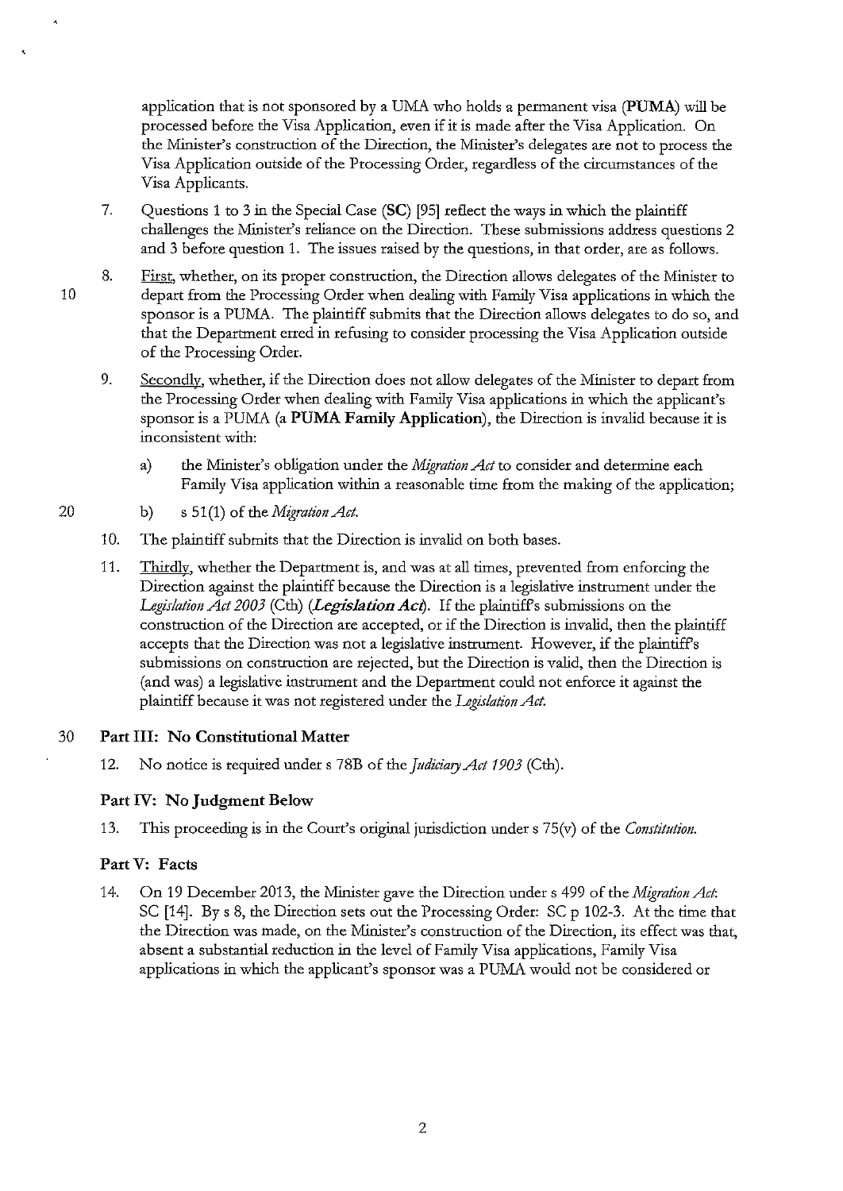application that is not sponsored by a UMA who holds a permanent visa (**PUMA**) will be processed before the Visa Application, even if it is made after the Visa Application. On the Minister's construction of the Direction, the Minister's delegates are not to process the Visa Application outside of the Processing Order, regardless of the circumstances of the Visa Applicants.

7. Questions 1 to 3 in the Special Case (**SC**) [95] reflect the ways in which the plaintiff challenges the Minister's reliance on the Direction. These submissions address questions 2 and 3 before question 1. The issues raised by the questions, in that order, are as follows.

8. First, whether, on its proper construction, the Direction allows delegates of the Minister to depart from the Processing Order when dealing with Family Visa applications in which the sponsor is a PUMA. The plaintiff submits that the Direction allows delegates to do so, and that the Department erred in refusing to consider processing the Visa Application outside of the Processing Order.

9. Secondly, whether, if the Direction does not allow delegates of the Minister to depart from the Processing Order when dealing with Family Visa applications in which the applicant's sponsor is a PUMA (a **PUMA Family Application**), the Direction is invalid because it is inconsistent with:

   a) the Minister's obligation under the *Migration Act* to consider and determine each Family Visa application within a reasonable time from the making of the application;

   b) s 51(1) of the *Migration Act*.

10. The plaintiff submits that the Direction is invalid on both bases.

11. Thirdly, whether the Department is, and was at all times, prevented from enforcing the Direction against the plaintiff because the Direction is a legislative instrument under the *Legislation Act 2003* (Cth) (***Legislation Act***). If the plaintiff's submissions on the construction of the Direction are accepted, or if the Direction is invalid, then the plaintiff accepts that the Direction was not a legislative instrument. However, if the plaintiff's submissions on construction are rejected, but the Direction is valid, then the Direction is (and was) a legislative instrument and the Department could not enforce it against the plaintiff because it was not registered under the *Legislation Act*.

## Part III: No Constitutional Matter

12. No notice is required under s 78B of the *Judiciary Act 1903* (Cth).

## Part IV: No Judgment Below

13. This proceeding is in the Court's original jurisdiction under s 75(v) of the *Constitution*.

## Part V: Facts

14. On 19 December 2013, the Minister gave the Direction under s 499 of the *Migration Act*: SC [14]. By s 8, the Direction sets out the Processing Order: SC p 102-3. At the time that the Direction was made, on the Minister's construction of the Direction, its effect was that, absent a substantial reduction in the level of Family Visa applications, Family Visa applications in which the applicant's sponsor was a PUMA would not be considered or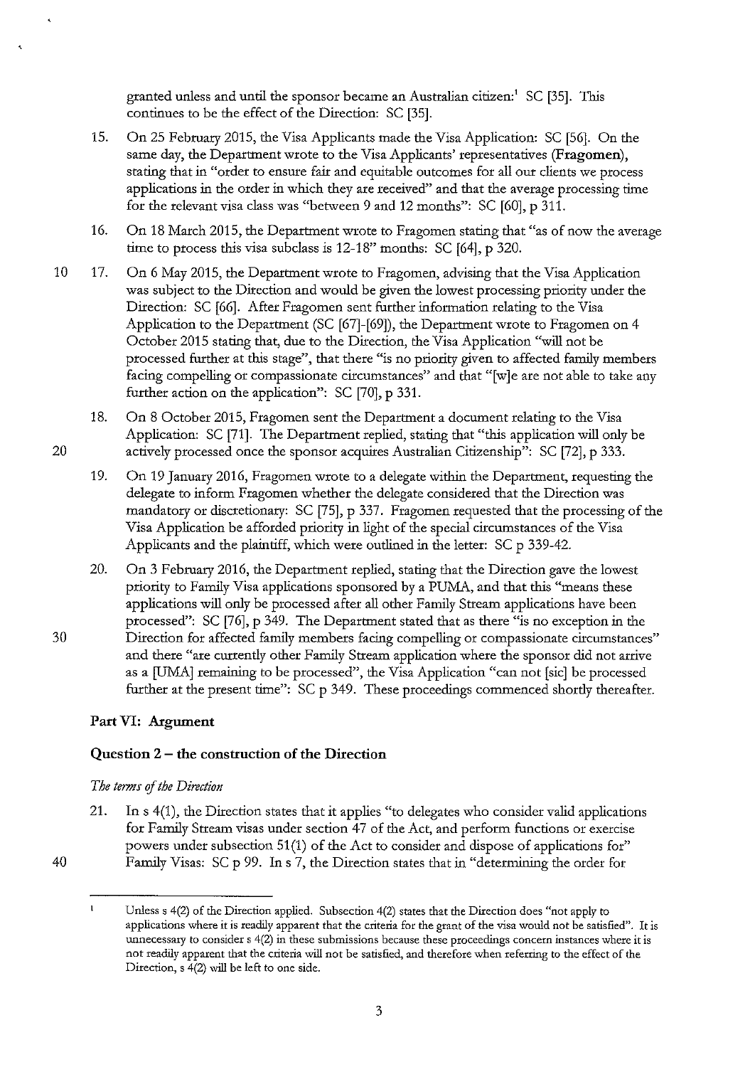granted unless and until the sponsor became an Australian citizen:[1] SC [35]. This continues to be the effect of the Direction: SC [35].

15. On 25 February 2015, the Visa Applicants made the Visa Application: SC [56]. On the same day, the Department wrote to the Visa Applicants' representatives (**Fragomen**), stating that in "order to ensure fair and equitable outcomes for all our clients we process applications in the order in which they are received" and that the average processing time for the relevant visa class was "between 9 and 12 months": SC [60], p 311.

16. On 18 March 2015, the Department wrote to Fragomen stating that "as of now the average time to process this visa subclass is 12-18" months: SC [64], p 320.

17. On 6 May 2015, the Department wrote to Fragomen, advising that the Visa Application was subject to the Direction and would be given the lowest processing priority under the Direction: SC [66]. After Fragomen sent further information relating to the Visa Application to the Department (SC [67]-[69]), the Department wrote to Fragomen on 4 October 2015 stating that, due to the Direction, the Visa Application "will not be processed further at this stage", that there "is no priority given to affected family members facing compelling or compassionate circumstances" and that "[w]e are not able to take any further action on the application": SC [70], p 331.

18. On 8 October 2015, Fragomen sent the Department a document relating to the Visa Application: SC [71]. The Department replied, stating that "this application will only be actively processed once the sponsor acquires Australian Citizenship": SC [72], p 333.

19. On 19 January 2016, Fragomen wrote to a delegate within the Department, requesting the delegate to inform Fragomen whether the delegate considered that the Direction was mandatory or discretionary: SC [75], p 337. Fragomen requested that the processing of the Visa Application be afforded priority in light of the special circumstances of the Visa Applicants and the plaintiff, which were outlined in the letter: SC p 339-42.

20. On 3 February 2016, the Department replied, stating that the Direction gave the lowest priority to Family Visa applications sponsored by a PUMA, and that this "means these applications will only be processed after all other Family Stream applications have been processed": SC [76], p 349. The Department stated that as there "is no exception in the Direction for affected family members facing compelling or compassionate circumstances" and there "are currently other Family Stream application where the sponsor did not arrive as a [UMA] remaining to be processed", the Visa Application "can not [sic] be processed further at the present time": SC p 349. These proceedings commenced shortly thereafter.

## Part VI: Argument

### Question 2 – the construction of the Direction

*The terms of the Direction*

21. In s 4(1), the Direction states that it applies "to delegates who consider valid applications for Family Stream visas under section 47 of the Act, and perform functions or exercise powers under subsection 51(1) of the Act to consider and dispose of applications for" Family Visas: SC p 99. In s 7, the Direction states that in "determining the order for

---

[1] Unless s 4(2) of the Direction applied. Subsection 4(2) states that the Direction does "not apply to applications where it is readily apparent that the criteria for the grant of the visa would not be satisfied". It is unnecessary to consider s 4(2) in these submissions because these proceedings concern instances where it is not readily apparent that the criteria will not be satisfied, and therefore when referring to the effect of the Direction, s 4(2) will be left to one side.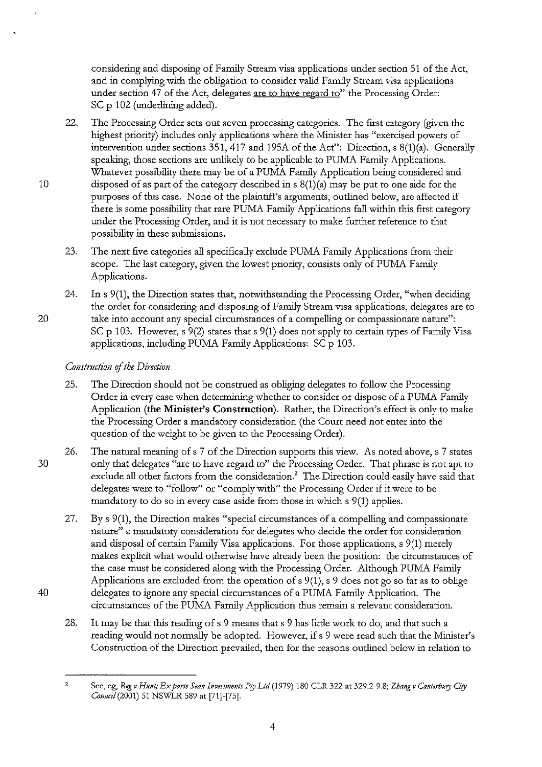considering and disposing of Family Stream visa applications under section 51 of the Act, and in complying with the obligation to consider valid Family Stream visa applications under section 47 of the Act, delegates are to have regard to" the Processing Order: SC p 102 (underlining added).

22. The Processing Order sets out seven processing categories. The first category (given the highest priority) includes only applications where the Minister has "exercised powers of intervention under sections 351, 417 and 195A of the Act": Direction, s 8(1)(a). Generally speaking, those sections are unlikely to be applicable to PUMA Family Applications. Whatever possibility there may be of a PUMA Family Application being considered and disposed of as part of the category described in s 8(1)(a) may be put to one side for the purposes of this case. None of the plaintiff's arguments, outlined below, are affected if there is some possibility that rare PUMA Family Applications fall within this first category under the Processing Order, and it is not necessary to make further reference to that possibility in these submissions.

23. The next five categories all specifically exclude PUMA Family Applications from their scope. The last category, given the lowest priority, consists only of PUMA Family Applications.

24. In s 9(1), the Direction states that, notwithstanding the Processing Order, "when deciding the order for considering and disposing of Family Stream visa applications, delegates are to take into account any special circumstances of a compelling or compassionate nature": SC p 103. However, s 9(2) states that s 9(1) does not apply to certain types of Family Visa applications, including PUMA Family Applications: SC p 103.

*Construction of the Direction*

25. The Direction should not be construed as obliging delegates to follow the Processing Order in every case when determining whether to consider or dispose of a PUMA Family Application (**the Minister's Construction**). Rather, the Direction's effect is only to make the Processing Order a mandatory consideration (the Court need not enter into the question of the weight to be given to the Processing Order).

26. The natural meaning of s 7 of the Direction supports this view. As noted above, s 7 states only that delegates "are to have regard to" the Processing Order. That phrase is not apt to exclude all other factors from the consideration.[2] The Direction could easily have said that delegates were to "follow" or "comply with" the Processing Order if it were to be mandatory to do so in every case aside from those in which s 9(1) applies.

27. By s 9(1), the Direction makes "special circumstances of a compelling and compassionate nature" a mandatory consideration for delegates who decide the order for consideration and disposal of certain Family Visa applications. For those applications, s 9(1) merely makes explicit what would otherwise have already been the position: the circumstances of the case must be considered along with the Processing Order. Although PUMA Family Applications are excluded from the operation of s 9(1), s 9 does not go so far as to oblige delegates to ignore any special circumstances of a PUMA Family Application. The circumstances of the PUMA Family Application thus remain a relevant consideration.

28. It may be that this reading of s 9 means that s 9 has little work to do, and that such a reading would not normally be adopted. However, if s 9 were read such that the Minister's Construction of the Direction prevailed, then for the reasons outlined below in relation to

---

[2] See, eg, *Reg v Hunt; Ex parte Sean Investments Pty Ltd* (1979) 180 CLR 322 at 329.2-9.8; *Zhang v Canterbury City Council* (2001) 51 NSWLR 589 at [71]-[75].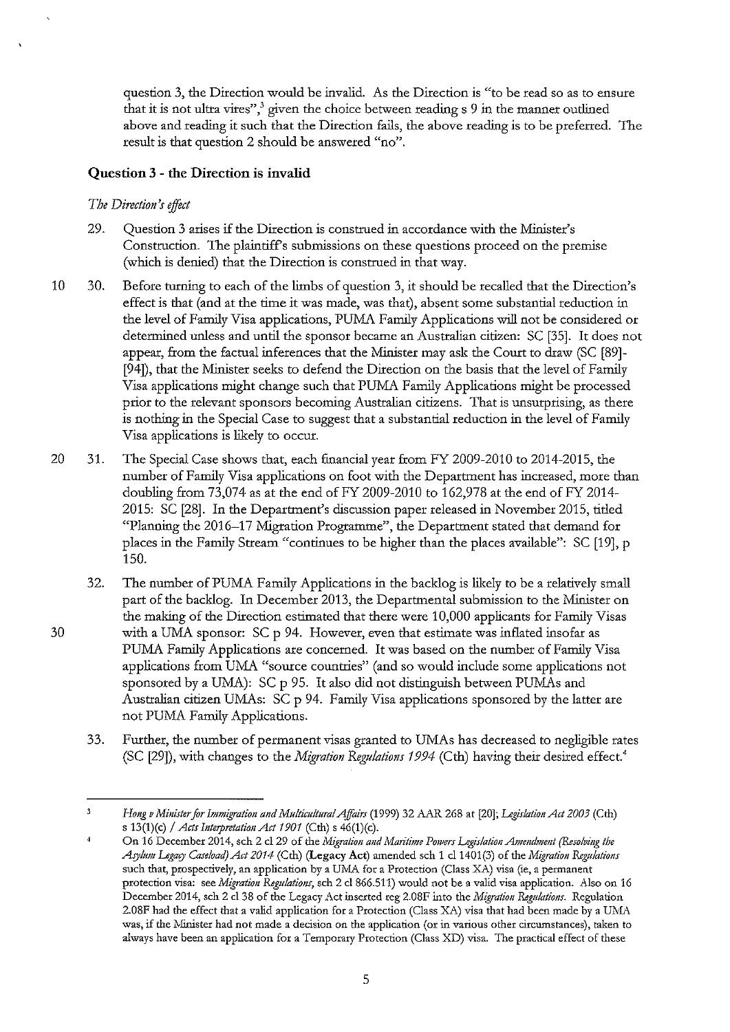question 3, the Direction would be invalid. As the Direction is "to be read so as to ensure that it is not ultra vires",[3] given the choice between reading s 9 in the manner outlined above and reading it such that the Direction fails, the above reading is to be preferred. The result is that question 2 should be answered "no".

## Question 3 - the Direction is invalid

*The Direction's effect*

29. Question 3 arises if the Direction is construed in accordance with the Minister's Construction. The plaintiff's submissions on these questions proceed on the premise (which is denied) that the Direction is construed in that way.

30. Before turning to each of the limbs of question 3, it should be recalled that the Direction's effect is that (and at the time it was made, was that), absent some substantial reduction in the level of Family Visa applications, PUMA Family Applications will not be considered or determined unless and until the sponsor became an Australian citizen: SC [35]. It does not appear, from the factual inferences that the Minister may ask the Court to draw (SC [89]-[94]), that the Minister seeks to defend the Direction on the basis that the level of Family Visa applications might change such that PUMA Family Applications might be processed prior to the relevant sponsors becoming Australian citizens. That is unsurprising, as there is nothing in the Special Case to suggest that a substantial reduction in the level of Family Visa applications is likely to occur.

31. The Special Case shows that, each financial year from FY 2009-2010 to 2014-2015, the number of Family Visa applications on foot with the Department has increased, more than doubling from 73,074 as at the end of FY 2009-2010 to 162,978 at the end of FY 2014-2015: SC [28]. In the Department's discussion paper released in November 2015, titled "Planning the 2016–17 Migration Programme", the Department stated that demand for places in the Family Stream "continues to be higher than the places available": SC [19], p 150.

32. The number of PUMA Family Applications in the backlog is likely to be a relatively small part of the backlog. In December 2013, the Departmental submission to the Minister on the making of the Direction estimated that there were 10,000 applicants for Family Visas with a UMA sponsor: SC p 94. However, even that estimate was inflated insofar as PUMA Family Applications are concerned. It was based on the number of Family Visa applications from UMA "source countries" (and so would include some applications not sponsored by a UMA): SC p 95. It also did not distinguish between PUMAs and Australian citizen UMAs: SC p 94. Family Visa applications sponsored by the latter are not PUMA Family Applications.

33. Further, the number of permanent visas granted to UMAs has decreased to negligible rates (SC [29]), with changes to the *Migration Regulations 1994* (Cth) having their desired effect.[4]

---

[3] *Hong v Minister for Immigration and Multicultural Affairs* (1999) 32 AAR 268 at [20]; *Legislation Act 2003* (Cth) s 13(1)(c) / *Acts Interpretation Act 1901* (Cth) s 46(1)(c).

[4] On 16 December 2014, sch 2 cl 29 of the *Migration and Maritime Powers Legislation Amendment (Resolving the Asylum Legacy Caseload) Act 2014* (Cth) (**Legacy Act**) amended sch 1 cl 1401(3) of the *Migration Regulations* such that, prospectively, an application by a UMA for a Protection (Class XA) visa (ie, a permanent protection visa: see *Migration Regulations*, sch 2 cl 866.511) would not be a valid visa application. Also on 16 December 2014, sch 2 cl 38 of the Legacy Act inserted reg 2.08F into the *Migration Regulations*. Regulation 2.08F had the effect that a valid application for a Protection (Class XA) visa that had been made by a UMA was, if the Minister had not made a decision on the application (or in various other circumstances), taken to always have been an application for a Temporary Protection (Class XD) visa. The practical effect of these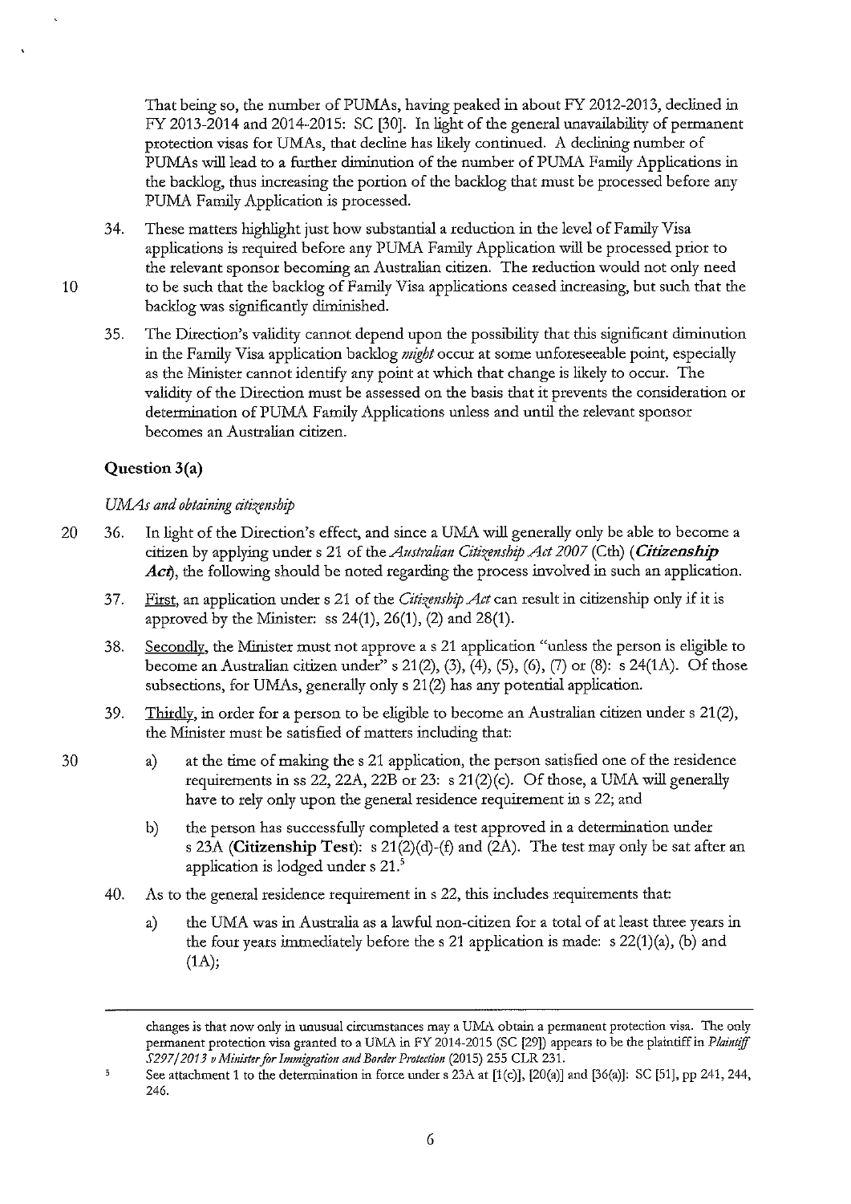That being so, the number of PUMAs, having peaked in about FY 2012-2013, declined in FY 2013-2014 and 2014-2015: SC [30]. In light of the general unavailability of permanent protection visas for UMAs, that decline has likely continued. A declining number of PUMAs will lead to a further diminution of the number of PUMA Family Applications in the backlog, thus increasing the portion of the backlog that must be processed before any PUMA Family Application is processed.

34. These matters highlight just how substantial a reduction in the level of Family Visa applications is required before any PUMA Family Application will be processed prior to the relevant sponsor becoming an Australian citizen. The reduction would not only need to be such that the backlog of Family Visa applications ceased increasing, but such that the backlog was significantly diminished.

35. The Direction's validity cannot depend upon the possibility that this significant diminution in the Family Visa application backlog *might* occur at some unforeseeable point, especially as the Minister cannot identify any point at which that change is likely to occur. The validity of the Direction must be assessed on the basis that it prevents the consideration or determination of PUMA Family Applications unless and until the relevant sponsor becomes an Australian citizen.

### Question 3(a)

*UMAs and obtaining citizenship*

36. In light of the Direction's effect, and since a UMA will generally only be able to become a citizen by applying under s 21 of the *Australian Citizenship Act 2007* (Cth) (***Citizenship Act***), the following should be noted regarding the process involved in such an application.

37. First, an application under s 21 of the *Citizenship Act* can result in citizenship only if it is approved by the Minister: ss 24(1), 26(1), (2) and 28(1).

38. Secondly, the Minister must not approve a s 21 application "unless the person is eligible to become an Australian citizen under" s 21(2), (3), (4), (5), (6), (7) or (8): s 24(1A). Of those subsections, for UMAs, generally only s 21(2) has any potential application.

39. Thirdly, in order for a person to be eligible to become an Australian citizen under s 21(2), the Minister must be satisfied of matters including that:

    a) at the time of making the s 21 application, the person satisfied one of the residence requirements in ss 22, 22A, 22B or 23: s 21(2)(c). Of those, a UMA will generally have to rely only upon the general residence requirement in s 22; and

    b) the person has successfully completed a test approved in a determination under s 23A (**Citizenship Test**): s 21(2)(d)-(f) and (2A). The test may only be sat after an application is lodged under s 21.[5]

40. As to the general residence requirement in s 22, this includes requirements that:

    a) the UMA was in Australia as a lawful non-citizen for a total of at least three years in the four years immediately before the s 21 application is made: s 22(1)(a), (b) and (1A);

---

changes is that now only in unusual circumstances may a UMA obtain a permanent protection visa. The only permanent protection visa granted to a UMA in FY 2014-2015 (SC [29]) appears to be the plaintiff in *Plaintiff S297/2013 v Minister for Immigration and Border Protection* (2015) 255 CLR 231.

[5] See attachment 1 to the determination in force under s 23A at [1(c)], [20(a)] and [36(a)]: SC [51], pp 241, 244, 246.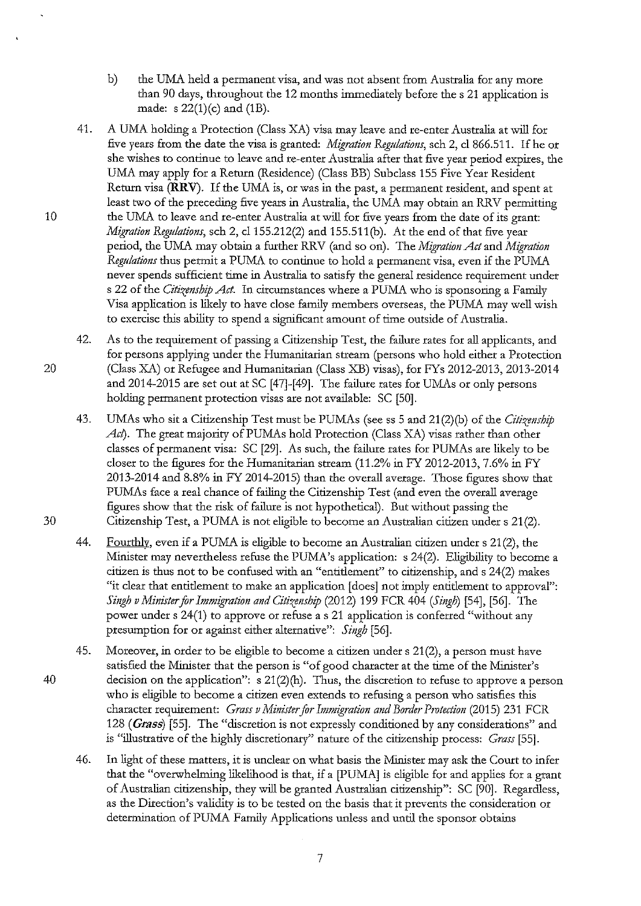b) the UMA held a permanent visa, and was not absent from Australia for any more than 90 days, throughout the 12 months immediately before the s 21 application is made: s 22(1)(c) and (1B).

41. A UMA holding a Protection (Class XA) visa may leave and re-enter Australia at will for five years from the date the visa is granted: *Migration Regulations*, sch 2, cl 866.511. If he or she wishes to continue to leave and re-enter Australia after that five year period expires, the UMA may apply for a Return (Residence) (Class BB) Subclass 155 Five Year Resident Return visa (**RRV**). If the UMA is, or was in the past, a permanent resident, and spent at least two of the preceding five years in Australia, the UMA may obtain an RRV permitting the UMA to leave and re-enter Australia at will for five years from the date of its grant: *Migration Regulations*, sch 2, cl 155.212(2) and 155.511(b). At the end of that five year period, the UMA may obtain a further RRV (and so on). The *Migration Act* and *Migration Regulations* thus permit a PUMA to continue to hold a permanent visa, even if the PUMA never spends sufficient time in Australia to satisfy the general residence requirement under s 22 of the *Citizenship Act*. In circumstances where a PUMA who is sponsoring a Family Visa application is likely to have close family members overseas, the PUMA may well wish to exercise this ability to spend a significant amount of time outside of Australia.

42. As to the requirement of passing a Citizenship Test, the failure rates for all applicants, and for persons applying under the Humanitarian stream (persons who hold either a Protection (Class XA) or Refugee and Humanitarian (Class XB) visas), for FYs 2012-2013, 2013-2014 and 2014-2015 are set out at SC [47]-[49]. The failure rates for UMAs or only persons holding permanent protection visas are not available: SC [50].

43. UMAs who sit a Citizenship Test must be PUMAs (see ss 5 and 21(2)(b) of the *Citizenship Act*). The great majority of PUMAs hold Protection (Class XA) visas rather than other classes of permanent visa: SC [29]. As such, the failure rates for PUMAs are likely to be closer to the figures for the Humanitarian stream (11.2% in FY 2012-2013, 7.6% in FY 2013-2014 and 8.8% in FY 2014-2015) than the overall average. Those figures show that PUMAs face a real chance of failing the Citizenship Test (and even the overall average figures show that the risk of failure is not hypothetical). But without passing the Citizenship Test, a PUMA is not eligible to become an Australian citizen under s 21(2).

44. Fourthly, even if a PUMA is eligible to become an Australian citizen under s 21(2), the Minister may nevertheless refuse the PUMA's application: s 24(2). Eligibility to become a citizen is thus not to be confused with an "entitlement" to citizenship, and s 24(2) makes "it clear that entitlement to make an application [does] not imply entitlement to approval": *Singh v Minister for Immigration and Citizenship* (2012) 199 FCR 404 (*Singh*) [54], [56]. The power under s 24(1) to approve or refuse a s 21 application is conferred "without any presumption for or against either alternative": *Singh* [56].

45. Moreover, in order to be eligible to become a citizen under s 21(2), a person must have satisfied the Minister that the person is "of good character at the time of the Minister's decision on the application": s 21(2)(h). Thus, the discretion to refuse to approve a person who is eligible to become a citizen even extends to refusing a person who satisfies this character requirement: *Grass v Minister for Immigration and Border Protection* (2015) 231 FCR 128 (***Grass***) [55]. The "discretion is not expressly conditioned by any considerations" and is "illustrative of the highly discretionary" nature of the citizenship process: *Grass* [55].

46. In light of these matters, it is unclear on what basis the Minister may ask the Court to infer that the "overwhelming likelihood is that, if a [PUMA] is eligible for and applies for a grant of Australian citizenship, they will be granted Australian citizenship": SC [90]. Regardless, as the Direction's validity is to be tested on the basis that it prevents the consideration or determination of PUMA Family Applications unless and until the sponsor obtains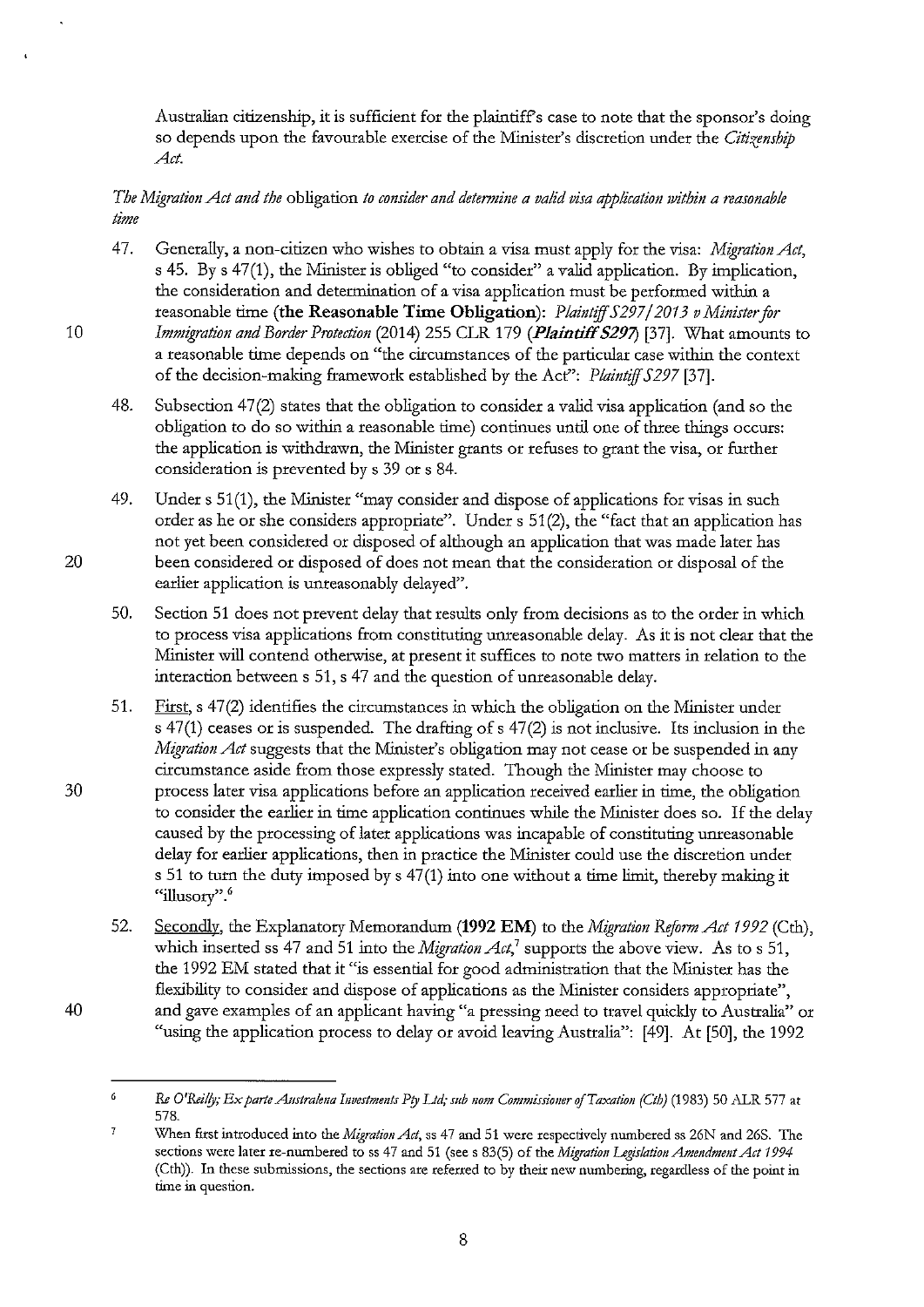Australian citizenship, it is sufficient for the plaintiff's case to note that the sponsor's doing so depends upon the favourable exercise of the Minister's discretion under the *Citizenship Act*.

*The Migration Act and the* obligation *to consider and determine a valid visa application within a reasonable time*

47. Generally, a non-citizen who wishes to obtain a visa must apply for the visa: *Migration Act*, s 45. By s 47(1), the Minister is obliged "to consider" a valid application. By implication, the consideration and determination of a visa application must be performed within a reasonable time (**the Reasonable Time Obligation**): *Plaintiff S297/2013 v Minister for Immigration and Border Protection* (2014) 255 CLR 179 (***Plaintiff S297***) [37]. What amounts to a reasonable time depends on "the circumstances of the particular case within the context of the decision-making framework established by the Act": *Plaintiff S297* [37].

48. Subsection 47(2) states that the obligation to consider a valid visa application (and so the obligation to do so within a reasonable time) continues until one of three things occurs: the application is withdrawn, the Minister grants or refuses to grant the visa, or further consideration is prevented by s 39 or s 84.

49. Under s 51(1), the Minister "may consider and dispose of applications for visas in such order as he or she considers appropriate". Under s 51(2), the "fact that an application has not yet been considered or disposed of although an application that was made later has been considered or disposed of does not mean that the consideration or disposal of the earlier application is unreasonably delayed".

50. Section 51 does not prevent delay that results only from decisions as to the order in which to process visa applications from constituting unreasonable delay. As it is not clear that the Minister will contend otherwise, at present it suffices to note two matters in relation to the interaction between s 51, s 47 and the question of unreasonable delay.

51. First, s 47(2) identifies the circumstances in which the obligation on the Minister under s 47(1) ceases or is suspended. The drafting of s 47(2) is not inclusive. Its inclusion in the *Migration Act* suggests that the Minister's obligation may not cease or be suspended in any circumstance aside from those expressly stated. Though the Minister may choose to process later visa applications before an application received earlier in time, the obligation to consider the earlier in time application continues while the Minister does so. If the delay caused by the processing of later applications was incapable of constituting unreasonable delay for earlier applications, then in practice the Minister could use the discretion under s 51 to turn the duty imposed by s 47(1) into one without a time limit, thereby making it "illusory".[6]

52. Secondly, the Explanatory Memorandum (**1992 EM**) to the *Migration Reform Act 1992* (Cth), which inserted ss 47 and 51 into the *Migration Act*,[7] supports the above view. As to s 51, the 1992 EM stated that it "is essential for good administration that the Minister has the flexibility to consider and dispose of applications as the Minister considers appropriate", and gave examples of an applicant having "a pressing need to travel quickly to Australia" or "using the application process to delay or avoid leaving Australia": [49]. At [50], the 1992

---

[6] *Re O'Reilly; Ex parte Australena Investments Pty Ltd; sub nom Commissioner of Taxation (Cth)* (1983) 50 ALR 577 at 578.

[7] When first introduced into the *Migration Act*, ss 47 and 51 were respectively numbered ss 26N and 26S. The sections were later re-numbered to ss 47 and 51 (see s 83(5) of the *Migration Legislation Amendment Act 1994* (Cth)). In these submissions, the sections are referred to by their new numbering, regardless of the point in time in question.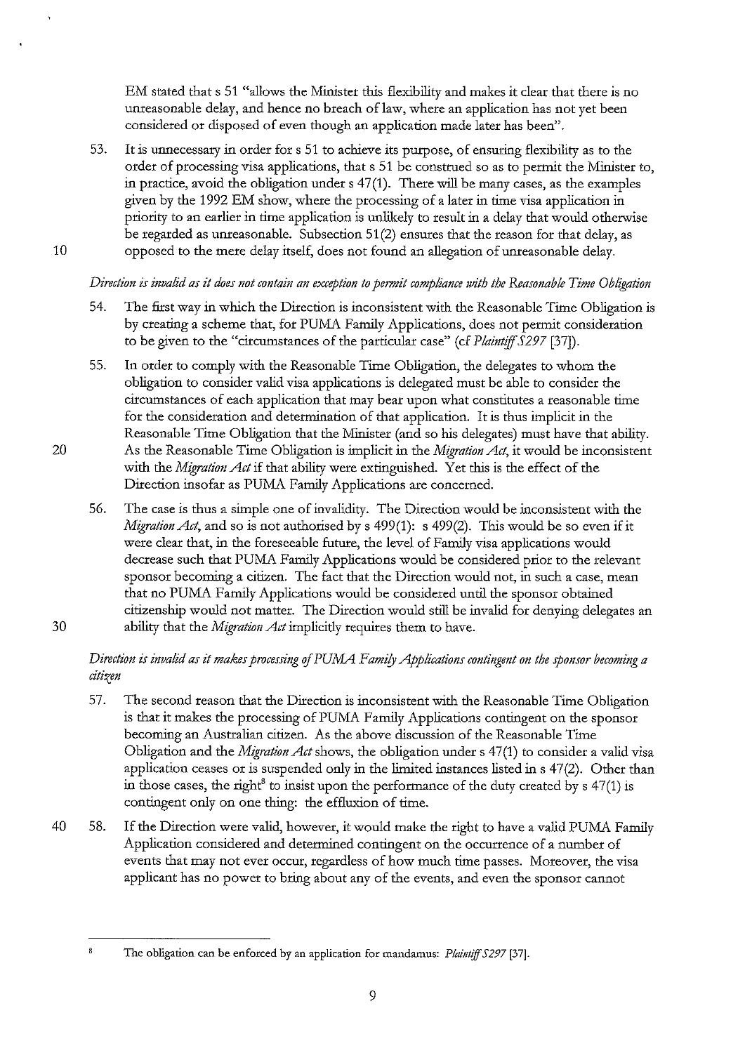EM stated that s 51 "allows the Minister this flexibility and makes it clear that there is no unreasonable delay, and hence no breach of law, where an application has not yet been considered or disposed of even though an application made later has been".

53. It is unnecessary in order for s 51 to achieve its purpose, of ensuring flexibility as to the order of processing visa applications, that s 51 be construed so as to permit the Minister to, in practice, avoid the obligation under s 47(1). There will be many cases, as the examples given by the 1992 EM show, where the processing of a later in time visa application in priority to an earlier in time application is unlikely to result in a delay that would otherwise be regarded as unreasonable. Subsection 51(2) ensures that the reason for that delay, as opposed to the mere delay itself, does not found an allegation of unreasonable delay.

*Direction is invalid as it does not contain an exception to permit compliance with the Reasonable Time Obligation*

54. The first way in which the Direction is inconsistent with the Reasonable Time Obligation is by creating a scheme that, for PUMA Family Applications, does not permit consideration to be given to the "circumstances of the particular case" (cf *Plaintiff S297* [37]).

55. In order to comply with the Reasonable Time Obligation, the delegates to whom the obligation to consider valid visa applications is delegated must be able to consider the circumstances of each application that may bear upon what constitutes a reasonable time for the consideration and determination of that application. It is thus implicit in the Reasonable Time Obligation that the Minister (and so his delegates) must have that ability. As the Reasonable Time Obligation is implicit in the *Migration Act*, it would be inconsistent with the *Migration Act* if that ability were extinguished. Yet this is the effect of the Direction insofar as PUMA Family Applications are concerned.

56. The case is thus a simple one of invalidity. The Direction would be inconsistent with the *Migration Act*, and so is not authorised by s 499(1): s 499(2). This would be so even if it were clear that, in the foreseeable future, the level of Family visa applications would decrease such that PUMA Family Applications would be considered prior to the relevant sponsor becoming a citizen. The fact that the Direction would not, in such a case, mean that no PUMA Family Applications would be considered until the sponsor obtained citizenship would not matter. The Direction would still be invalid for denying delegates an ability that the *Migration Act* implicitly requires them to have.

*Direction is invalid as it makes processing of PUMA Family Applications contingent on the sponsor becoming a citizen*

57. The second reason that the Direction is inconsistent with the Reasonable Time Obligation is that it makes the processing of PUMA Family Applications contingent on the sponsor becoming an Australian citizen. As the above discussion of the Reasonable Time Obligation and the *Migration Act* shows, the obligation under s 47(1) to consider a valid visa application ceases or is suspended only in the limited instances listed in s 47(2). Other than in those cases, the right[8] to insist upon the performance of the duty created by s 47(1) is contingent only on one thing: the effluxion of time.

58. If the Direction were valid, however, it would make the right to have a valid PUMA Family Application considered and determined contingent on the occurrence of a number of events that may not ever occur, regardless of how much time passes. Moreover, the visa applicant has no power to bring about any of the events, and even the sponsor cannot

---

[8] The obligation can be enforced by an application for mandamus: *Plaintiff S297* [37].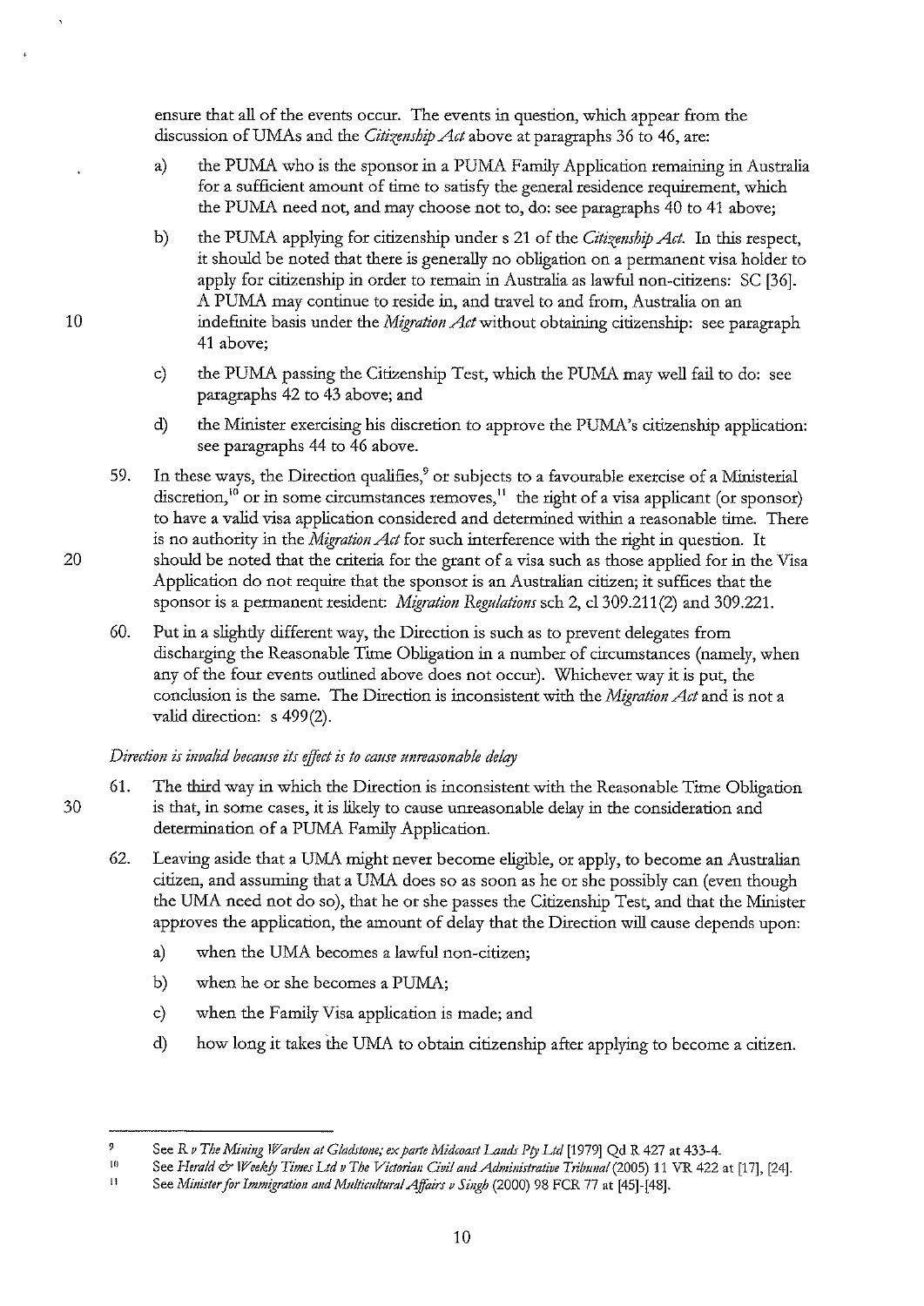ensure that all of the events occur. The events in question, which appear from the discussion of UMAs and the *Citizenship Act* above at paragraphs 36 to 46, are:

a) the PUMA who is the sponsor in a PUMA Family Application remaining in Australia for a sufficient amount of time to satisfy the general residence requirement, which the PUMA need not, and may choose not to, do: see paragraphs 40 to 41 above;

b) the PUMA applying for citizenship under s 21 of the *Citizenship Act*. In this respect, it should be noted that there is generally no obligation on a permanent visa holder to apply for citizenship in order to remain in Australia as lawful non-citizens: SC [36]. A PUMA may continue to reside in, and travel to and from, Australia on an indefinite basis under the *Migration Act* without obtaining citizenship: see paragraph 41 above;

c) the PUMA passing the Citizenship Test, which the PUMA may well fail to do: see paragraphs 42 to 43 above; and

d) the Minister exercising his discretion to approve the PUMA's citizenship application: see paragraphs 44 to 46 above.

59. In these ways, the Direction qualifies,[9] or subjects to a favourable exercise of a Ministerial discretion,[10] or in some circumstances removes,[11] the right of a visa applicant (or sponsor) to have a valid visa application considered and determined within a reasonable time. There is no authority in the *Migration Act* for such interference with the right in question. It should be noted that the criteria for the grant of a visa such as those applied for in the Visa Application do not require that the sponsor is an Australian citizen; it suffices that the sponsor is a permanent resident: *Migration Regulations* sch 2, cl 309.211(2) and 309.221.

60. Put in a slightly different way, the Direction is such as to prevent delegates from discharging the Reasonable Time Obligation in a number of circumstances (namely, when any of the four events outlined above does not occur). Whichever way it is put, the conclusion is the same. The Direction is inconsistent with the *Migration Act* and is not a valid direction: s 499(2).

*Direction is invalid because its effect is to cause unreasonable delay*

61. The third way in which the Direction is inconsistent with the Reasonable Time Obligation is that, in some cases, it is likely to cause unreasonable delay in the consideration and determination of a PUMA Family Application.

62. Leaving aside that a UMA might never become eligible, or apply, to become an Australian citizen, and assuming that a UMA does so as soon as he or she possibly can (even though the UMA need not do so), that he or she passes the Citizenship Test, and that the Minister approves the application, the amount of delay that the Direction will cause depends upon:

a) when the UMA becomes a lawful non-citizen;

b) when he or she becomes a PUMA;

c) when the Family Visa application is made; and

d) how long it takes the UMA to obtain citizenship after applying to become a citizen.

---

[9] See *R v The Mining Warden at Gladstone; ex parte Midcoast Lands Pty Ltd* [1979] Qd R 427 at 433-4.

[10] See *Herald & Weekly Times Ltd v The Victorian Civil and Administrative Tribunal* (2005) 11 VR 422 at [17], [24].

[11] See *Minister for Immigration and Multicultural Affairs v Singh* (2000) 98 FCR 77 at [45]-[48].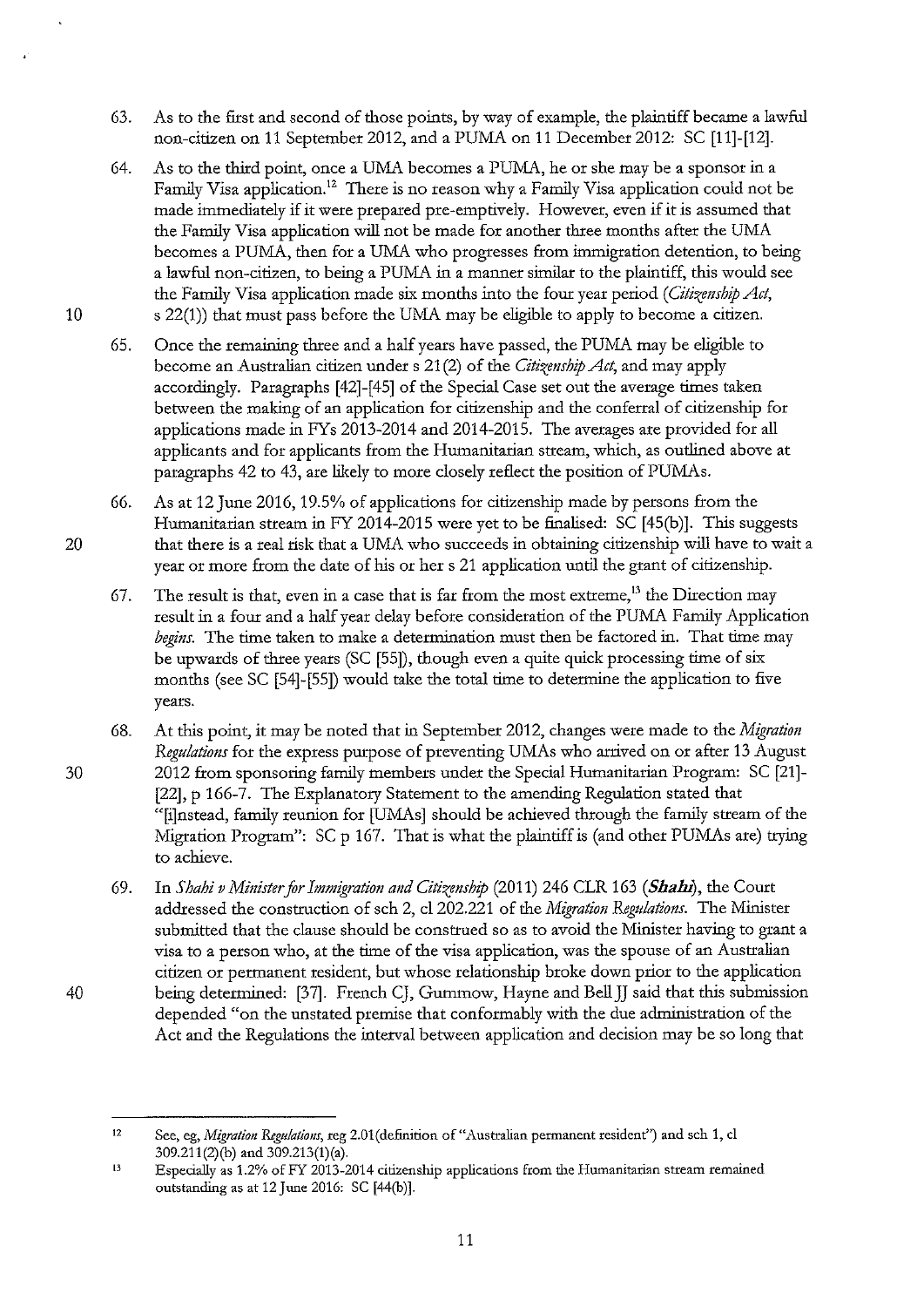63. As to the first and second of those points, by way of example, the plaintiff became a lawful non-citizen on 11 September 2012, and a PUMA on 11 December 2012: SC [11]-[12].

64. As to the third point, once a UMA becomes a PUMA, he or she may be a sponsor in a Family Visa application.[12] There is no reason why a Family Visa application could not be made immediately if it were prepared pre-emptively. However, even if it is assumed that the Family Visa application will not be made for another three months after the UMA becomes a PUMA, then for a UMA who progresses from immigration detention, to being a lawful non-citizen, to being a PUMA in a manner similar to the plaintiff, this would see the Family Visa application made six months into the four year period (*Citizenship Act*, s 22(1)) that must pass before the UMA may be eligible to apply to become a citizen.

65. Once the remaining three and a half years have passed, the PUMA may be eligible to become an Australian citizen under s 21(2) of the *Citizenship Act*, and may apply accordingly. Paragraphs [42]-[45] of the Special Case set out the average times taken between the making of an application for citizenship and the conferral of citizenship for applications made in FYs 2013-2014 and 2014-2015. The averages are provided for all applicants and for applicants from the Humanitarian stream, which, as outlined above at paragraphs 42 to 43, are likely to more closely reflect the position of PUMAs.

66. As at 12 June 2016, 19.5% of applications for citizenship made by persons from the Humanitarian stream in FY 2014-2015 were yet to be finalised: SC [45(b)]. This suggests that there is a real risk that a UMA who succeeds in obtaining citizenship will have to wait a year or more from the date of his or her s 21 application until the grant of citizenship.

67. The result is that, even in a case that is far from the most extreme,[13] the Direction may result in a four and a half year delay before consideration of the PUMA Family Application *begins*. The time taken to make a determination must then be factored in. That time may be upwards of three years (SC [55]), though even a quite quick processing time of six months (see SC [54]-[55]) would take the total time to determine the application to five years.

68. At this point, it may be noted that in September 2012, changes were made to the *Migration Regulations* for the express purpose of preventing UMAs who arrived on or after 13 August 2012 from sponsoring family members under the Special Humanitarian Program: SC [21]-[22], p 166-7. The Explanatory Statement to the amending Regulation stated that "[i]nstead, family reunion for [UMAs] should be achieved through the family stream of the Migration Program": SC p 167. That is what the plaintiff is (and other PUMAs are) trying to achieve.

69. In *Shahi v Minister for Immigration and Citizenship* (2011) 246 CLR 163 (***Shahi***), the Court addressed the construction of sch 2, cl 202.221 of the *Migration Regulations*. The Minister submitted that the clause should be construed so as to avoid the Minister having to grant a visa to a person who, at the time of the visa application, was the spouse of an Australian citizen or permanent resident, but whose relationship broke down prior to the application being determined: [37]. French CJ, Gummow, Hayne and Bell JJ said that this submission depended "on the unstated premise that conformably with the due administration of the Act and the Regulations the interval between application and decision may be so long that

---

[12] See, eg, *Migration Regulations*, reg 2.01(definition of "Australian permanent resident") and sch 1, cl 309.211(2)(b) and 309.213(1)(a).

[13] Especially as 1.2% of FY 2013-2014 citizenship applications from the Humanitarian stream remained outstanding as at 12 June 2016: SC [44(b)].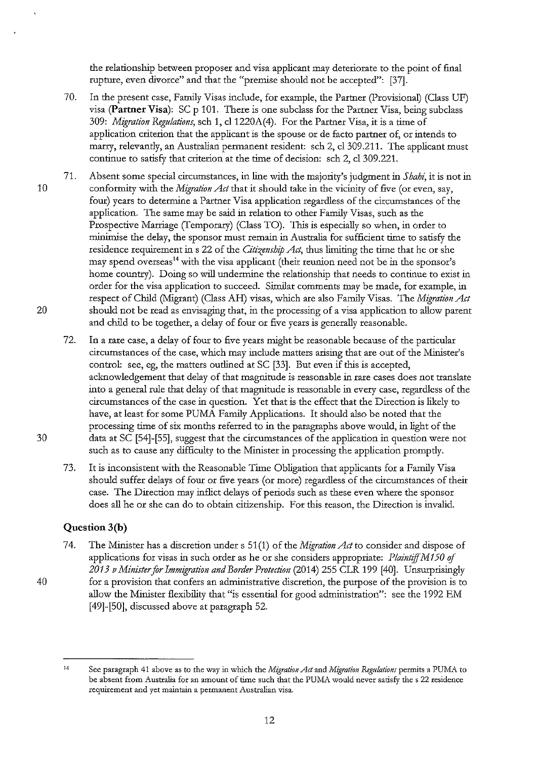the relationship between proposer and visa applicant may deteriorate to the point of final rupture, even divorce" and that the "premise should not be accepted": [37].

70. In the present case, Family Visas include, for example, the Partner (Provisional) (Class UF) visa (**Partner Visa**): SC p 101. There is one subclass for the Partner Visa, being subclass 309: *Migration Regulations*, sch 1, cl 1220A(4). For the Partner Visa, it is a time of application criterion that the applicant is the spouse or de facto partner of, or intends to marry, relevantly, an Australian permanent resident: sch 2, cl 309.211. The applicant must continue to satisfy that criterion at the time of decision: sch 2, cl 309.221.

71. Absent some special circumstances, in line with the majority's judgment in *Shahi*, it is not in conformity with the *Migration Act* that it should take in the vicinity of five (or even, say, four) years to determine a Partner Visa application regardless of the circumstances of the application. The same may be said in relation to other Family Visas, such as the Prospective Marriage (Temporary) (Class TO). This is especially so when, in order to minimise the delay, the sponsor must remain in Australia for sufficient time to satisfy the residence requirement in s 22 of the *Citizenship Act*, thus limiting the time that he or she may spend overseas[14] with the visa applicant (their reunion need not be in the sponsor's home country). Doing so will undermine the relationship that needs to continue to exist in order for the visa application to succeed. Similar comments may be made, for example, in respect of Child (Migrant) (Class AH) visas, which are also Family Visas. The *Migration Act* should not be read as envisaging that, in the processing of a visa application to allow parent and child to be together, a delay of four or five years is generally reasonable.

72. In a rare case, a delay of four to five years might be reasonable because of the particular circumstances of the case, which may include matters arising that are out of the Minister's control: see, eg, the matters outlined at SC [33]. But even if this is accepted, acknowledgement that delay of that magnitude is reasonable in rare cases does not translate into a general rule that delay of that magnitude is reasonable in every case, regardless of the circumstances of the case in question. Yet that is the effect that the Direction is likely to have, at least for some PUMA Family Applications. It should also be noted that the processing time of six months referred to in the paragraphs above would, in light of the data at SC [54]-[55], suggest that the circumstances of the application in question were not such as to cause any difficulty to the Minister in processing the application promptly.

73. It is inconsistent with the Reasonable Time Obligation that applicants for a Family Visa should suffer delays of four or five years (or more) regardless of the circumstances of their case. The Direction may inflict delays of periods such as these even where the sponsor does all he or she can do to obtain citizenship. For this reason, the Direction is invalid.

### Question 3(b)

74. The Minister has a discretion under s 51(1) of the *Migration Act* to consider and dispose of applications for visas in such order as he or she considers appropriate: *Plaintiff M150 of 2013 v Minister for Immigration and Border Protection* (2014) 255 CLR 199 [40]. Unsurprisingly for a provision that confers an administrative discretion, the purpose of the provision is to allow the Minister flexibility that "is essential for good administration": see the 1992 EM [49]-[50], discussed above at paragraph 52.

---

[14] See paragraph 41 above as to the way in which the *Migration Act* and *Migration Regulations* permits a PUMA to be absent from Australia for an amount of time such that the PUMA would never satisfy the s 22 residence requirement and yet maintain a permanent Australian visa.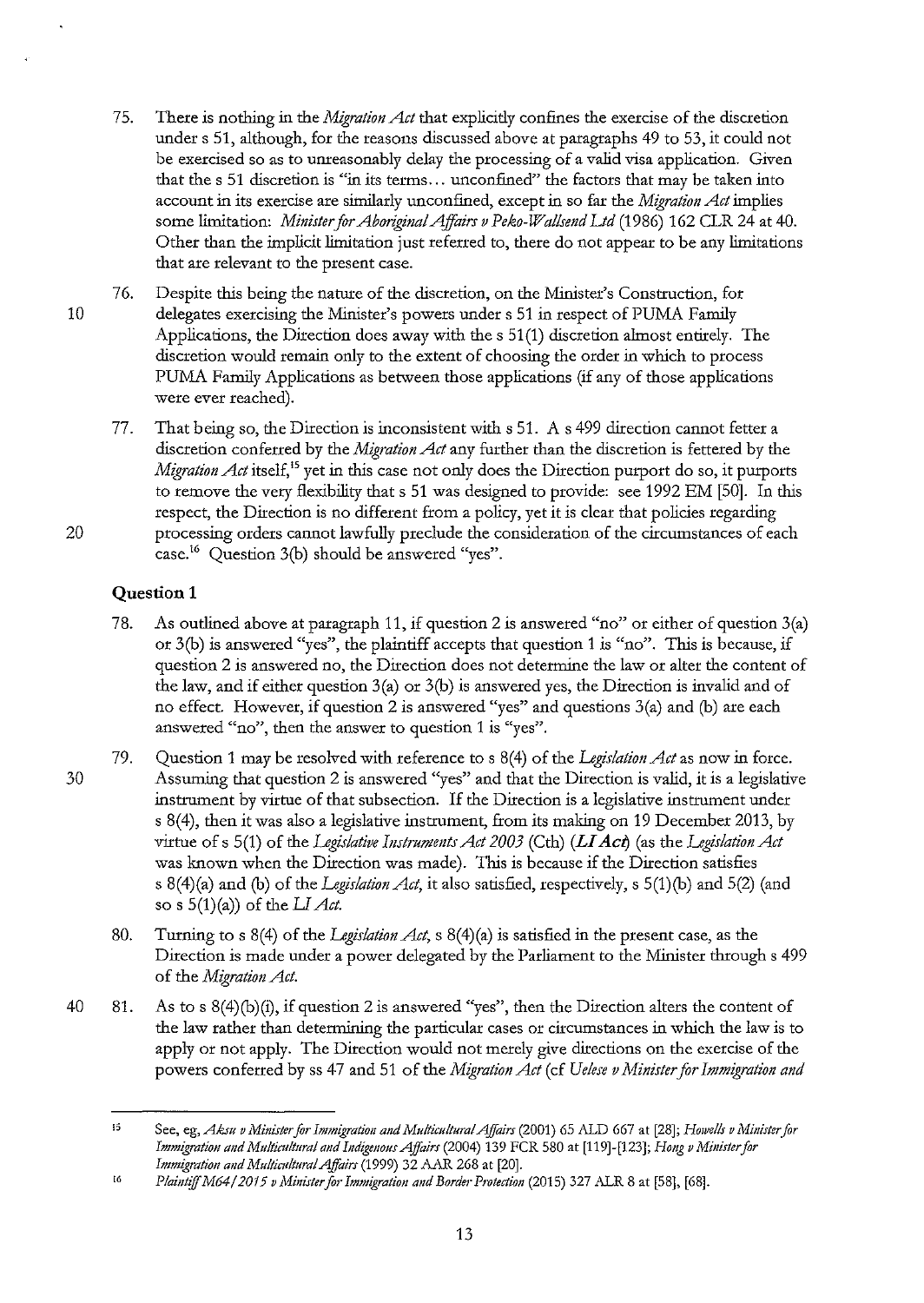75. There is nothing in the *Migration Act* that explicitly confines the exercise of the discretion under s 51, although, for the reasons discussed above at paragraphs 49 to 53, it could not be exercised so as to unreasonably delay the processing of a valid visa application. Given that the s 51 discretion is "in its terms... unconfined" the factors that may be taken into account in its exercise are similarly unconfined, except in so far the *Migration Act* implies some limitation: *Minister for Aboriginal Affairs v Peko-Wallsend Ltd* (1986) 162 CLR 24 at 40. Other than the implicit limitation just referred to, there do not appear to be any limitations that are relevant to the present case.

76. Despite this being the nature of the discretion, on the Minister's Construction, for delegates exercising the Minister's powers under s 51 in respect of PUMA Family Applications, the Direction does away with the s 51(1) discretion almost entirely. The discretion would remain only to the extent of choosing the order in which to process PUMA Family Applications as between those applications (if any of those applications were ever reached).

77. That being so, the Direction is inconsistent with s 51. A s 499 direction cannot fetter a discretion conferred by the *Migration Act* any further than the discretion is fettered by the *Migration Act* itself,[15] yet in this case not only does the Direction purport do so, it purports to remove the very flexibility that s 51 was designed to provide: see 1992 EM [50]. In this respect, the Direction is no different from a policy, yet it is clear that policies regarding processing orders cannot lawfully preclude the consideration of the circumstances of each case.[16] Question 3(b) should be answered "yes".

### Question 1

78. As outlined above at paragraph 11, if question 2 is answered "no" or either of question 3(a) or 3(b) is answered "yes", the plaintiff accepts that question 1 is "no". This is because, if question 2 is answered no, the Direction does not determine the law or alter the content of the law, and if either question 3(a) or 3(b) is answered yes, the Direction is invalid and of no effect. However, if question 2 is answered "yes" and questions 3(a) and (b) are each answered "no", then the answer to question 1 is "yes".

79. Question 1 may be resolved with reference to s 8(4) of the *Legislation Act* as now in force. Assuming that question 2 is answered "yes" and that the Direction is valid, it is a legislative instrument by virtue of that subsection. If the Direction is a legislative instrument under s 8(4), then it was also a legislative instrument, from its making on 19 December 2013, by virtue of s 5(1) of the *Legislative Instruments Act 2003* (Cth) (***LI Act***) (as the *Legislation Act* was known when the Direction was made). This is because if the Direction satisfies s 8(4)(a) and (b) of the *Legislation Act*, it also satisfied, respectively, s 5(1)(b) and 5(2) (and so s 5(1)(a)) of the *LI Act*.

80. Turning to s 8(4) of the *Legislation Act*, s 8(4)(a) is satisfied in the present case, as the Direction is made under a power delegated by the Parliament to the Minister through s 499 of the *Migration Act*.

81. As to s 8(4)(b)(i), if question 2 is answered "yes", then the Direction alters the content of the law rather than determining the particular cases or circumstances in which the law is to apply or not apply. The Direction would not merely give directions on the exercise of the powers conferred by ss 47 and 51 of the *Migration Act* (cf *Uelese v Minister for Immigration and*

---

[15] See, eg, *Aksu v Minister for Immigration and Multicultural Affairs* (2001) 65 ALD 667 at [28]; *Howells v Minister for Immigration and Multicultural and Indigenous Affairs* (2004) 139 FCR 580 at [119]-[123]; *Hong v Minister for Immigration and Multicultural Affairs* (1999) 32 AAR 268 at [20].

[16] *Plaintiff M64/2015 v Minister for Immigration and Border Protection* (2015) 327 ALR 8 at [58], [68].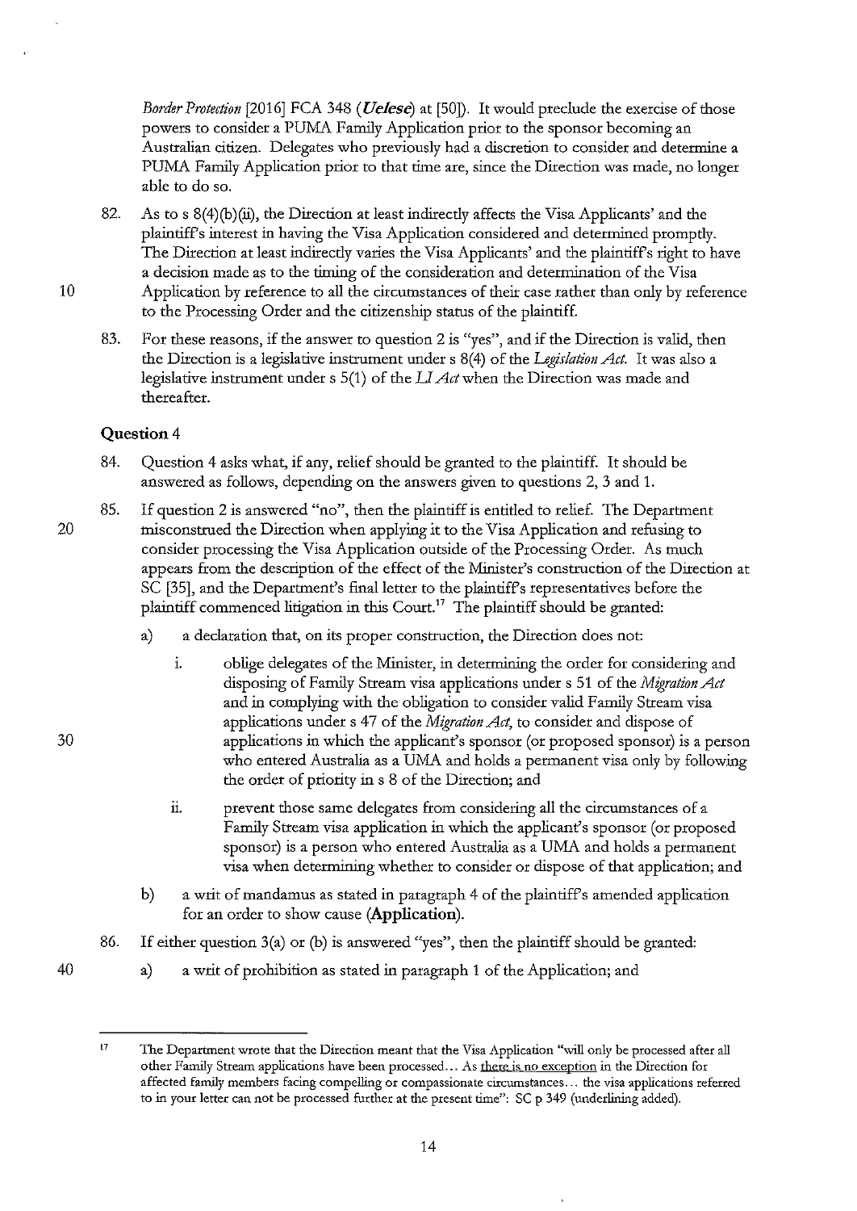*Border Protection* [2016] FCA 348 (***Uelese***) at [50]). It would preclude the exercise of those powers to consider a PUMA Family Application prior to the sponsor becoming an Australian citizen. Delegates who previously had a discretion to consider and determine a PUMA Family Application prior to that time are, since the Direction was made, no longer able to do so.

82. As to s 8(4)(b)(ii), the Direction at least indirectly affects the Visa Applicants' and the plaintiff's interest in having the Visa Application considered and determined promptly. The Direction at least indirectly varies the Visa Applicants' and the plaintiff's right to have a decision made as to the timing of the consideration and determination of the Visa Application by reference to all the circumstances of their case rather than only by reference to the Processing Order and the citizenship status of the plaintiff.

83. For these reasons, if the answer to question 2 is "yes", and if the Direction is valid, then the Direction is a legislative instrument under s 8(4) of the *Legislation Act*. It was also a legislative instrument under s 5(1) of the *LI Act* when the Direction was made and thereafter.

### Question 4

84. Question 4 asks what, if any, relief should be granted to the plaintiff. It should be answered as follows, depending on the answers given to questions 2, 3 and 1.

85. If question 2 is answered "no", then the plaintiff is entitled to relief. The Department misconstrued the Direction when applying it to the Visa Application and refusing to consider processing the Visa Application outside of the Processing Order. As much appears from the description of the effect of the Minister's construction of the Direction at SC [35], and the Department's final letter to the plaintiff's representatives before the plaintiff commenced litigation in this Court.[17] The plaintiff should be granted:

   a) a declaration that, on its proper construction, the Direction does not:

      i. oblige delegates of the Minister, in determining the order for considering and disposing of Family Stream visa applications under s 51 of the *Migration Act* and in complying with the obligation to consider valid Family Stream visa applications under s 47 of the *Migration Act*, to consider and dispose of applications in which the applicant's sponsor (or proposed sponsor) is a person who entered Australia as a UMA and holds a permanent visa only by following the order of priority in s 8 of the Direction; and

      ii. prevent those same delegates from considering all the circumstances of a Family Stream visa application in which the applicant's sponsor (or proposed sponsor) is a person who entered Australia as a UMA and holds a permanent visa when determining whether to consider or dispose of that application; and

   b) a writ of mandamus as stated in paragraph 4 of the plaintiff's amended application for an order to show cause (**Application**).

86. If either question 3(a) or (b) is answered "yes", then the plaintiff should be granted:

   a) a writ of prohibition as stated in paragraph 1 of the Application; and

---

[17] The Department wrote that the Direction meant that the Visa Application "will only be processed after all other Family Stream applications have been processed… As there is no exception in the Direction for affected family members facing compelling or compassionate circumstances… the visa applications referred to in your letter can not be processed further at the present time": SC p 349 (underlining added).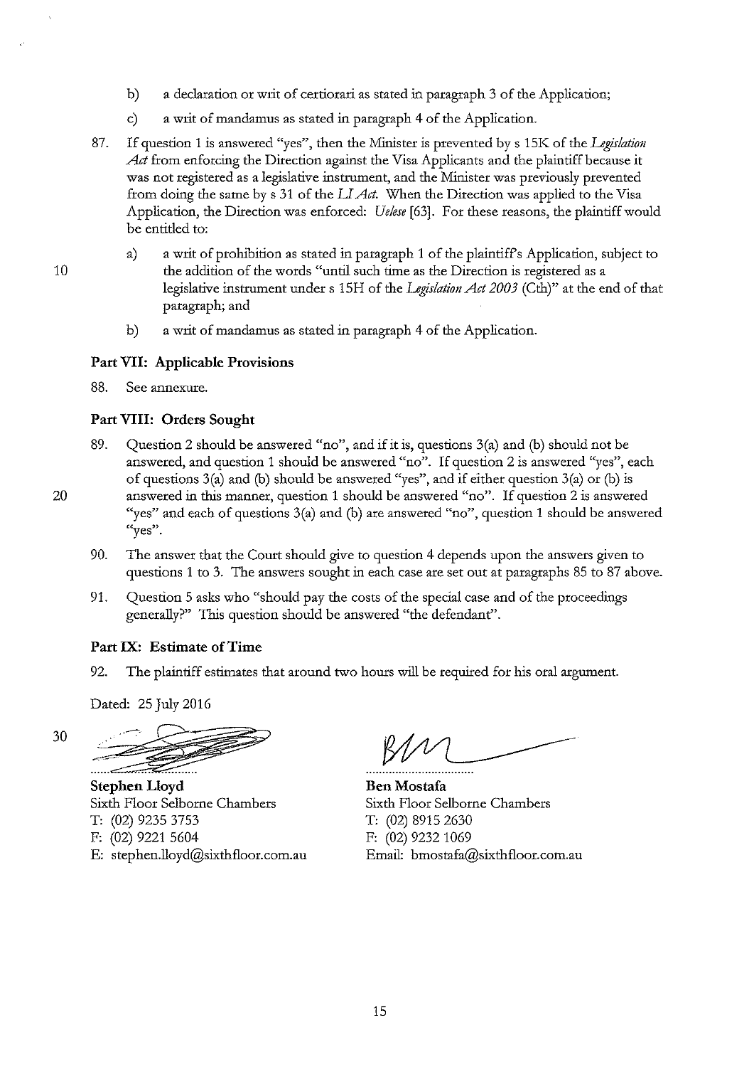b) a declaration or writ of certiorari as stated in paragraph 3 of the Application;

c) a writ of mandamus as stated in paragraph 4 of the Application.

87. If question 1 is answered "yes", then the Minister is prevented by s 15K of the *Legislation Act* from enforcing the Direction against the Visa Applicants and the plaintiff because it was not registered as a legislative instrument, and the Minister was previously prevented from doing the same by s 31 of the *LI Act*. When the Direction was applied to the Visa Application, the Direction was enforced: *Uelese* [63]. For these reasons, the plaintiff would be entitled to:

a) a writ of prohibition as stated in paragraph 1 of the plaintiff's Application, subject to the addition of the words "until such time as the Direction is registered as a legislative instrument under s 15H of the *Legislation Act 2003* (Cth)" at the end of that paragraph; and

b) a writ of mandamus as stated in paragraph 4 of the Application.

### Part VII: Applicable Provisions

88. See annexure.

### Part VIII: Orders Sought

89. Question 2 should be answered "no", and if it is, questions 3(a) and (b) should not be answered, and question 1 should be answered "no". If question 2 is answered "yes", each of questions 3(a) and (b) should be answered "yes", and if either question 3(a) or (b) is answered in this manner, question 1 should be answered "no". If question 2 is answered "yes" and each of questions 3(a) and (b) are answered "no", question 1 should be answered "yes".

90. The answer that the Court should give to question 4 depends upon the answers given to questions 1 to 3. The answers sought in each case are set out at paragraphs 85 to 87 above.

91. Question 5 asks who "should pay the costs of the special case and of the proceedings generally?" This question should be answered "the defendant".

### Part IX: Estimate of Time

92. The plaintiff estimates that around two hours will be required for his oral argument.

Dated: 25 July 2016

**Stephen Lloyd**
Sixth Floor Selborne Chambers
T: (02) 9235 3753
F: (02) 9221 5604
E: stephen.lloyd@sixthfloor.com.au

**Ben Mostafa**
Sixth Floor Selborne Chambers
T: (02) 8915 2630
F: (02) 9232 1069
Email: bmostafa@sixthfloor.com.au